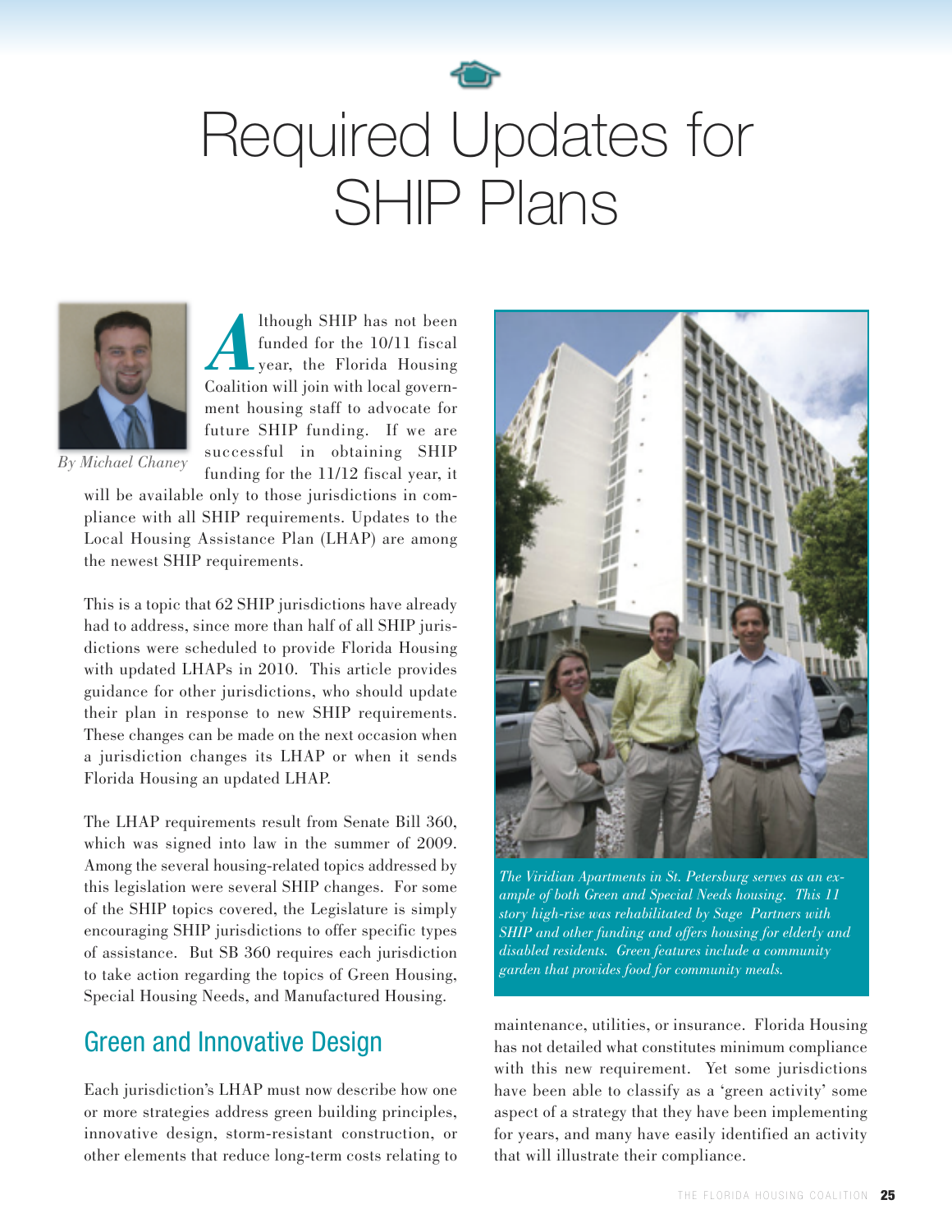# Required Updates for SHIP Plans

*By Michael Chaney*

Although SHIP has not been funded for the 10/11 fiscal year, the Florida Housing Coalition will join with local government housing staff to advocate for future SHIP funding. If we are successful in obtaining SHIP funding for the 11/12 fiscal year, it will be available only to those jurisdictions in compliance with all SHIP requirements. Updates to the Local Housing Assistance Plan (LHAP) are among the newest SHIP requirements.

This is a topic that 62 SHIP jurisdictions have already had to address, since more than half of all SHIP jurisdictions were scheduled to provide Florida Housing with updated LHAPs in 2010. This article provides guidance for other jurisdictions, who should update their plan in response to new SHIP requirements. These changes can be made on the next occasion when a jurisdiction changes its LHAP or when it sends Florida Housing an updated LHAP.

The LHAP requirements result from Senate Bill 360, which was signed into law in the summer of 2009. Among the several housing-related topics addressed by this legislation were several SHIP changes. For some of the SHIP topics covered, the Legislature is simply encouraging SHIP jurisdictions to offer specific types of assistance. But SB 360 requires each jurisdiction to take action regarding the topics of Green Housing, Special Housing Needs, and Manufactured Housing.

*The Viridian Apartments in St. Petersburg serves as an example of both Green and Special Needs housing. This 11 story high-rise was rehabilitated by Sage Partners with SHIP and other funding and offers housing for elderly and disabled residents. Green features include a community garden that provides food for community meals.*

## Green and Innovative Design

Each jurisdiction's LHAP must now describe how one or more strategies address green building principles, innovative design, storm-resistant construction, or other elements that reduce long-term costs relating to maintenance, utilities, or insurance. Florida Housing has not detailed what constitutes minimum compliance with this new requirement. Yet some jurisdictions have been able to classify as a 'green activity' some aspect of a strategy that they have been implementing for years, and many have easily identified an activity that will illustrate their compliance.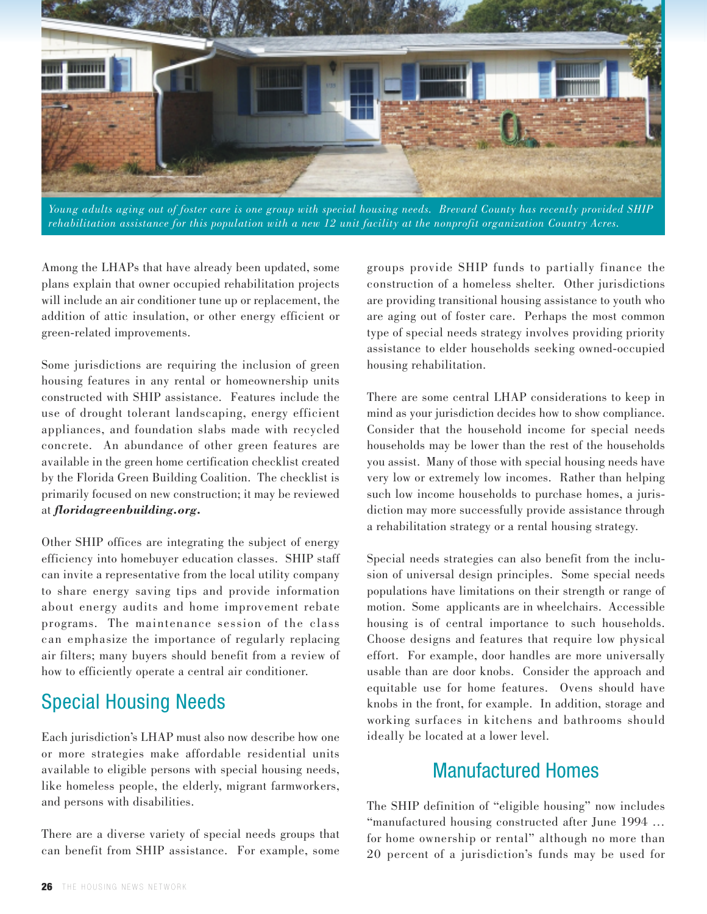*Young adults aging out of foster care is one group with special housing needs. Brevard County has recently provided SHIP rehabilitation assistance for this population with a new 12 unit facility at the nonprofit organization Country Acres.*

Among the LHAPs that have already been updated, some plans explain that owner occupied rehabilitation projects will include an air conditioner tune up or replacement, the addition of attic insulation, or other energy efficient or green-related improvements.

Some jurisdictions are requiring the inclusion of green housing features in any rental or homeownership units constructed with SHIP assistance. Features include the use of drought tolerant landscaping, energy efficient appliances, and foundation slabs made with recycled concrete. An abundance of other green features are available in the green home certification checklist created by the Florida Green Building Coalition. The checklist is primarily focused on new construction; it may be reviewed at ***floridagreenbuilding.org.***

Other SHIP offices are integrating the subject of energy efficiency into homebuyer education classes. SHIP staff can invite a representative from the local utility company to share energy saving tips and provide information about energy audits and home improvement rebate programs. The maintenance session of the class can emphasize the importance of regularly replacing air filters; many buyers should benefit from a review of how to efficiently operate a central air conditioner.

## Special Housing Needs

Each jurisdiction's LHAP must also now describe how one or more strategies make affordable residential units available to eligible persons with special housing needs, like homeless people, the elderly, migrant farmworkers, and persons with disabilities.

There are a diverse variety of special needs groups that can benefit from SHIP assistance. For example, some groups provide SHIP funds to partially finance the construction of a homeless shelter. Other jurisdictions are providing transitional housing assistance to youth who are aging out of foster care. Perhaps the most common type of special needs strategy involves providing priority assistance to elder households seeking owned-occupied housing rehabilitation.

There are some central LHAP considerations to keep in mind as your jurisdiction decides how to show compliance. Consider that the household income for special needs households may be lower than the rest of the households you assist. Many of those with special housing needs have very low or extremely low incomes. Rather than helping such low income households to purchase homes, a jurisdiction may more successfully provide assistance through a rehabilitation strategy or a rental housing strategy.

Special needs strategies can also benefit from the inclusion of universal design principles. Some special needs populations have limitations on their strength or range of motion. Some applicants are in wheelchairs. Accessible housing is of central importance to such households. Choose designs and features that require low physical effort. For example, door handles are more universally usable than are door knobs. Consider the approach and equitable use for home features. Ovens should have knobs in the front, for example. In addition, storage and working surfaces in kitchens and bathrooms should ideally be located at a lower level.

## Manufactured Homes

The SHIP definition of "eligible housing" now includes "manufactured housing constructed after June 1994 … for home ownership or rental" although no more than 20 percent of a jurisdiction's funds may be used for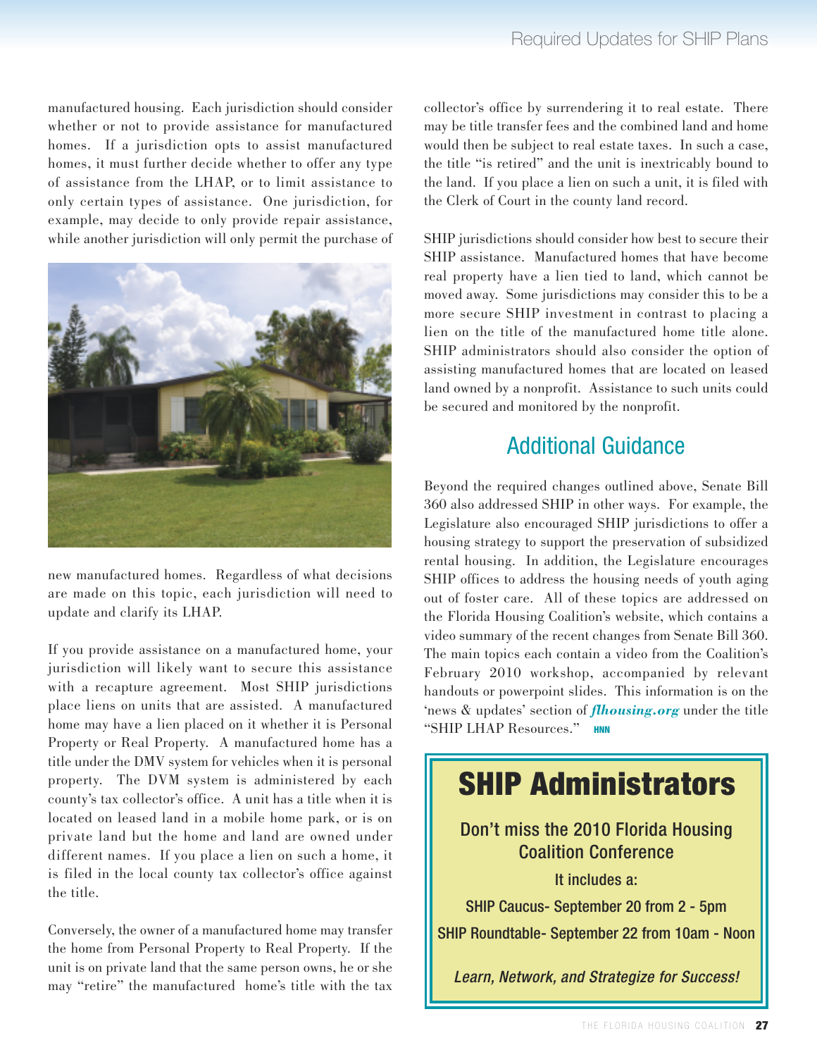manufactured housing. Each jurisdiction should consider whether or not to provide assistance for manufactured homes. If a jurisdiction opts to assist manufactured homes, it must further decide whether to offer any type of assistance from the LHAP, or to limit assistance to only certain types of assistance. One jurisdiction, for example, may decide to only provide repair assistance, while another jurisdiction will only permit the purchase of new manufactured homes. Regardless of what decisions are made on this topic, each jurisdiction will need to update and clarify its LHAP.

If you provide assistance on a manufactured home, your jurisdiction will likely want to secure this assistance with a recapture agreement. Most SHIP jurisdictions place liens on units that are assisted. A manufactured home may have a lien placed on it whether it is Personal Property or Real Property. A manufactured home has a title under the DMV system for vehicles when it is personal property. The DVM system is administered by each county's tax collector's office. A unit has a title when it is located on leased land in a mobile home park, or is on private land but the home and land are owned under different names. If you place a lien on such a home, it is filed in the local county tax collector's office against the title.

Conversely, the owner of a manufactured home may transfer the home from Personal Property to Real Property. If the unit is on private land that the same person owns, he or she may "retire" the manufactured home's title with the tax collector's office by surrendering it to real estate. There may be title transfer fees and the combined land and home would then be subject to real estate taxes. In such a case, the title "is retired" and the unit is inextricably bound to the land. If you place a lien on such a unit, it is filed with the Clerk of Court in the county land record.

SHIP jurisdictions should consider how best to secure their SHIP assistance. Manufactured homes that have become real property have a lien tied to land, which cannot be moved away. Some jurisdictions may consider this to be a more secure SHIP investment in contrast to placing a lien on the title of the manufactured home title alone. SHIP administrators should also consider the option of assisting manufactured homes that are located on leased land owned by a nonprofit. Assistance to such units could be secured and monitored by the nonprofit.

## Additional Guidance

Beyond the required changes outlined above, Senate Bill 360 also addressed SHIP in other ways. For example, the Legislature also encouraged SHIP jurisdictions to offer a housing strategy to support the preservation of subsidized rental housing. In addition, the Legislature encourages SHIP offices to address the housing needs of youth aging out of foster care. All of these topics are addressed on the Florida Housing Coalition's website, which contains a video summary of the recent changes from Senate Bill 360. The main topics each contain a video from the Coalition's February 2010 workshop, accompanied by relevant handouts or powerpoint slides. This information is on the 'news & updates' section of ***flhousing.org*** under the title "SHIP LHAP Resources." HNN

# SHIP Administrators

**Don't miss the 2010 Florida Housing Coalition Conference**

**It includes a:**

**SHIP Caucus- September 20 from 2 - 5pm**

**SHIP Roundtable- September 22 from 10am - Noon**

***Learn, Network, and Strategize for Success!***